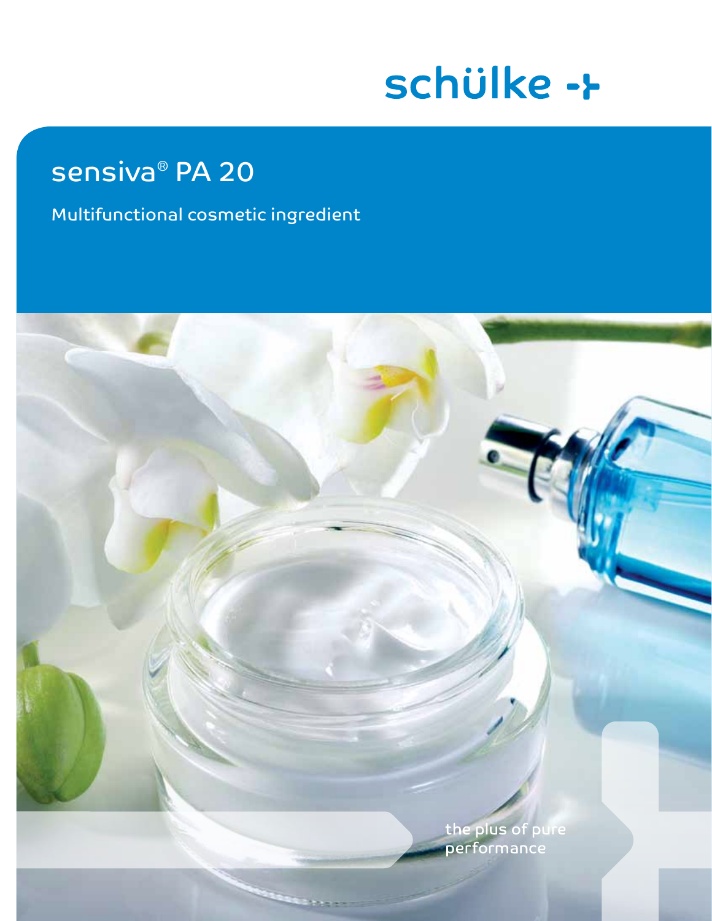schülke

# sensiva® PA 20

Multifunctional cosmetic ingredient

the plus of pure performance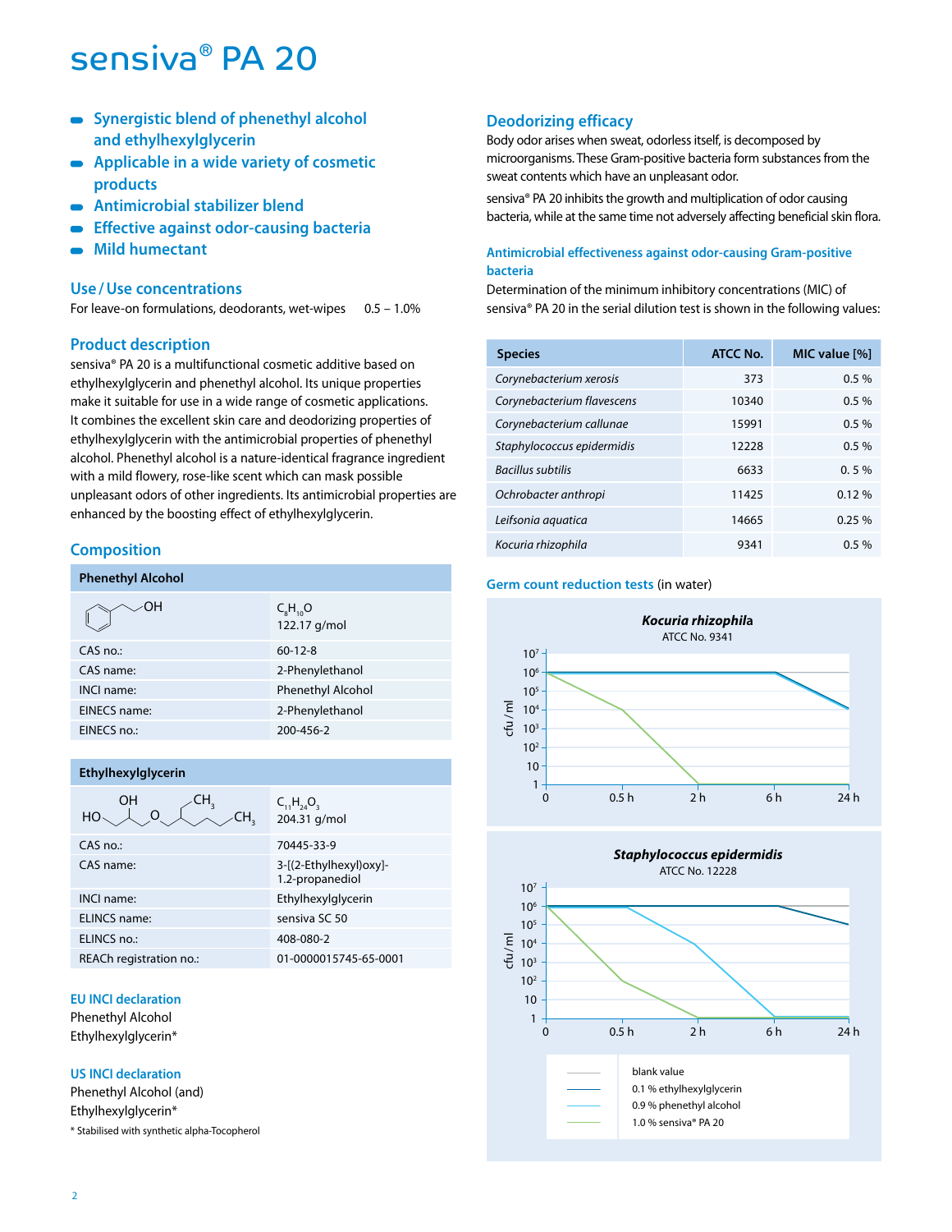# sensiva® PA 20

- Synergistic blend of phenethyl alcohol and ethylhexylglycerin
- Applicable in a wide variety of cosmetic products
- Antimicrobial stabilizer blend
- Effective against odor-causing bacteria
- Mild humectant

## Use / Use concentrations

For leave-on formulations, deodorants, wet-wipes 0.5 – 1.0%

## Product description

sensiva® PA 20 is a multifunctional cosmetic additive based on ethylhexylglycerin and phenethyl alcohol. Its unique properties make it suitable for use in a wide range of cosmetic applications. It combines the excellent skin care and deodorizing properties of ethylhexylglycerin with the antimicrobial properties of phenethyl alcohol. Phenethyl alcohol is a nature-identical fragrance ingredient with a mild flowery, rose-like scent which can mask possible unpleasant odors of other ingredients. Its antimicrobial properties are enhanced by the boosting effect of ethylhexylglycerin.

## Composition

| Phenethyl Alcohol | |
|---|---|
| | $C_8H_{10}O$<br>122.17 g/mol |
| CAS no.: | 60-12-8 |
| CAS name: | 2-Phenylethanol |
| INCI name: | Phenethyl Alcohol |
| EINECS name: | 2-Phenylethanol |
| EINECS no.: | 200-456-2 |

| Ethylhexylglycerin | |
|---|---|
| | $C_{11}H_{24}O_3$<br>204.31 g/mol |
| CAS no.: | 70445-33-9 |
| CAS name: | 3-[(2-Ethylhexyl)oxy]-1.2-propanediol |
| INCI name: | Ethylhexylglycerin |
| ELINCS name: | sensiva SC 50 |
| ELINCS no.: | 408-080-2 |
| REACh registration no.: | 01-0000015745-65-0001 |

### EU INCI declaration

Phenethyl Alcohol
Ethylhexylglycerin*

### US INCI declaration

Phenethyl Alcohol (and)
Ethylhexylglycerin*

* Stabilised with synthetic alpha-Tocopherol

## Deodorizing efficacy

Body odor arises when sweat, odorless itself, is decomposed by microorganisms. These Gram-positive bacteria form substances from the sweat contents which have an unpleasant odor.

sensiva® PA 20 inhibits the growth and multiplication of odor causing bacteria, while at the same time not adversely affecting beneficial skin flora.

### Antimicrobial effectiveness against odor-causing Gram-positive bacteria

Determination of the minimum inhibitory concentrations (MIC) of sensiva® PA 20 in the serial dilution test is shown in the following values:

| Species | ATCC No. | MIC value [%] |
|---|---|---|
| *Corynebacterium xerosis* | 373 | 0.5 % |
| *Corynebacterium flavescens* | 10340 | 0.5 % |
| *Corynebacterium callunae* | 15991 | 0.5 % |
| *Staphylococcus epidermidis* | 12228 | 0.5 % |
| *Bacillus subtilis* | 6633 | 0. 5 % |
| *Ochrobacter anthropi* | 11425 | 0.12 % |
| *Leifsonia aquatica* | 14665 | 0.25 % |
| *Kocuria rhizophila* | 9341 | 0.5 % |

### Germ count reduction tests (in water)

***Kocuria rhizophila***
ATCC No. 9341

***Staphylococcus epidermidis***
ATCC No. 12228

Axes: cfu / ml ($1$ – $10^7$); time: 0, 0.5 h, 2 h, 6 h, 24 h

Legend: blank value; 0.1 % ethylhexylglycerin; 0.9 % phenethyl alcohol; 1.0 % sensiva® PA 20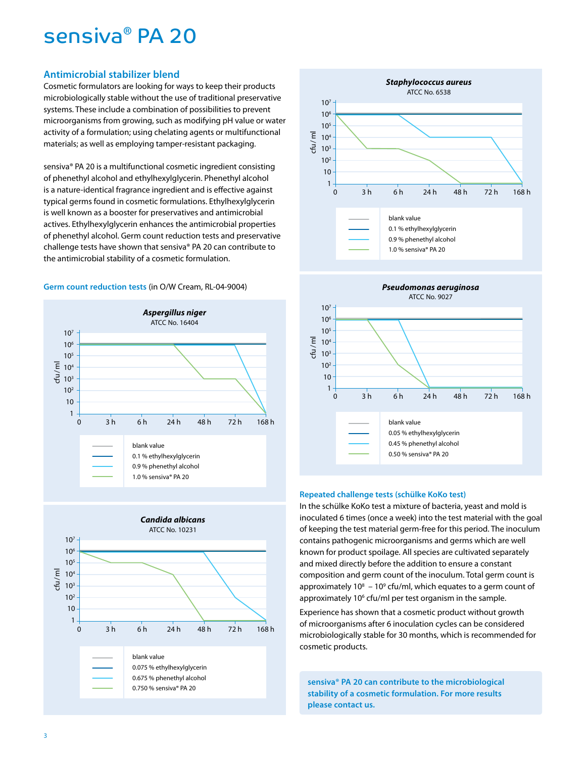# sensiva® PA 20

## Antimicrobial stabilizer blend

Cosmetic formulators are looking for ways to keep their products microbiologically stable without the use of traditional preservative systems. These include a combination of possibilities to prevent microorganisms from growing, such as modifying pH value or water activity of a formulation; using chelating agents or multifunctional materials; as well as employing tamper-resistant packaging.

sensiva® PA 20 is a multifunctional cosmetic ingredient consisting of phenethyl alcohol and ethylhexylglycerin. Phenethyl alcohol is a nature-identical fragrance ingredient and is effective against typical germs found in cosmetic formulations. Ethylhexylglycerin is well known as a booster for preservatives and antimicrobial actives. Ethylhexylglycerin enhances the antimicrobial properties of phenethyl alcohol. Germ count reduction tests and preservative challenge tests have shown that sensiva® PA 20 can contribute to the antimicrobial stability of a cosmetic formulation.

**Germ count reduction tests** (in O/W Cream, RL-04-9004)

***Aspergillus niger***
ATCC No. 16404

Legend: blank value; 0.1 % ethylhexylglycerin; 0.9 % phenethyl alcohol; 1.0 % sensiva® PA 20

***Candida albicans***
ATCC No. 10231

Legend: blank value; 0.075 % ethylhexylglycerin; 0.675 % phenethyl alcohol; 0.750 % sensiva® PA 20

***Staphylococcus aureus***
ATCC No. 6538

Legend: blank value; 0.1 % ethylhexylglycerin; 0.9 % phenethyl alcohol; 1.0 % sensiva® PA 20

***Pseudomonas aeruginosa***
ATCC No. 9027

Legend: blank value; 0.05 % ethylhexylglycerin; 0.45 % phenethyl alcohol; 0.50 % sensiva® PA 20

(Axes: cfu/ml from 1 to $10^7$; time 0, 3 h, 6 h, 24 h, 48 h, 72 h, 168 h)

## Repeated challenge tests (schülke KoKo test)

In the schülke KoKo test a mixture of bacteria, yeast and mold is inoculated 6 times (once a week) into the test material with the goal of keeping the test material germ-free for this period. The inoculum contains pathogenic microorganisms and germs which are well known for product spoilage. All species are cultivated separately and mixed directly before the addition to ensure a constant composition and germ count of the inoculum. Total germ count is approximately $10^8$ – $10^9$ cfu/ml, which equates to a germ count of approximately $10^6$ cfu/ml per test organism in the sample.

Experience has shown that a cosmetic product without growth of microorganisms after 6 inoculation cycles can be considered microbiologically stable for 30 months, which is recommended for cosmetic products.

**sensiva® PA 20 can contribute to the microbiological stability of a cosmetic formulation. For more results please contact us.**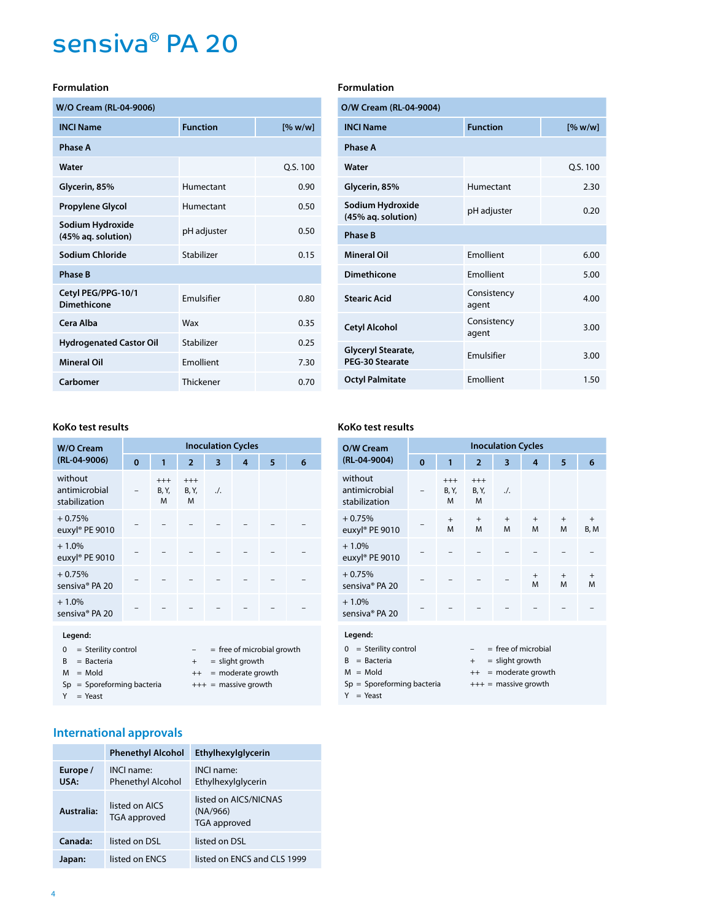# sensiva® PA 20

### Formulation

| W/O Cream (RL-04-9006) | | |
|---|---|---|
| **INCI Name** | **Function** | **[% w/w]** |
| **Phase A** | | |
| **Water** | | Q.S. 100 |
| **Glycerin, 85%** | Humectant | 0.90 |
| **Propylene Glycol** | Humectant | 0.50 |
| **Sodium Hydroxide (45% aq. solution)** | pH adjuster | 0.50 |
| **Sodium Chloride** | Stabilizer | 0.15 |
| **Phase B** | | |
| **Cetyl PEG/PPG-10/1 Dimethicone** | Emulsifier | 0.80 |
| **Cera Alba** | Wax | 0.35 |
| **Hydrogenated Castor Oil** | Stabilizer | 0.25 |
| **Mineral Oil** | Emollient | 7.30 |
| **Carbomer** | Thickener | 0.70 |

### KoKo test results

| W/O Cream (RL-04-9006) | Inoculation Cycles | | | | | | |
|---|---|---|---|---|---|---|---|
| | 0 | 1 | 2 | 3 | 4 | 5 | 6 |
| without antimicrobial stabilization | – | +++ B, Y, M | +++ B, Y, M | ./. | | | |
| + 0.75% euxyl® PE 9010 | – | – | – | – | – | – | – |
| + 1.0% euxyl® PE 9010 | – | – | – | – | – | – | – |
| + 0.75% sensiva® PA 20 | – | – | – | – | – | – | – |
| + 1.0% sensiva® PA 20 | – | – | – | – | – | – | – |

**Legend:**

- 0 = Sterility control
- B = Bacteria
- M = Mold
- Sp = Sporeforming bacteria
- Y = Yeast
- – = free of microbial growth
- \+ = slight growth
- ++ = moderate growth
- +++ = massive growth

### Formulation

| O/W Cream (RL-04-9004) | | |
|---|---|---|
| **INCI Name** | **Function** | **[% w/w]** |
| **Phase A** | | |
| **Water** | | Q.S. 100 |
| **Glycerin, 85%** | Humectant | 2.30 |
| **Sodium Hydroxide (45% aq. solution)** | pH adjuster | 0.20 |
| **Phase B** | | |
| **Mineral Oil** | Emollient | 6.00 |
| **Dimethicone** | Emollient | 5.00 |
| **Stearic Acid** | Consistency agent | 4.00 |
| **Cetyl Alcohol** | Consistency agent | 3.00 |
| **Glyceryl Stearate, PEG-30 Stearate** | Emulsifier | 3.00 |
| **Octyl Palmitate** | Emollient | 1.50 |

### KoKo test results

| O/W Cream (RL-04-9004) | Inoculation Cycles | | | | | | |
|---|---|---|---|---|---|---|---|
| | 0 | 1 | 2 | 3 | 4 | 5 | 6 |
| without antimicrobial stabilization | – | +++ B, Y, M | +++ B, Y, M | ./. | | | |
| + 0.75% euxyl® PE 9010 | – | + M | + M | + M | + M | + M | + B, M |
| + 1.0% euxyl® PE 9010 | – | – | – | – | – | – | – |
| + 0.75% sensiva® PA 20 | – | – | – | – | + M | + M | + M |
| + 1.0% sensiva® PA 20 | – | – | – | – | – | – | – |

**Legend:**

- 0 = Sterility control
- B = Bacteria
- M = Mold
- Sp = Sporeforming bacteria
- Y = Yeast
- – = free of microbial
- \+ = slight growth
- ++ = moderate growth
- +++ = massive growth

## International approvals

| | Phenethyl Alcohol | Ethylhexylglycerin |
|---|---|---|
| **Europe / USA:** | INCI name: Phenethyl Alcohol | INCI name: Ethylhexylglycerin |
| **Australia:** | listed on AICS TGA approved | listed on AICS/NICNAS (NA/966) TGA approved |
| **Canada:** | listed on DSL | listed on DSL |
| **Japan:** | listed on ENCS | listed on ENCS and CLS 1999 |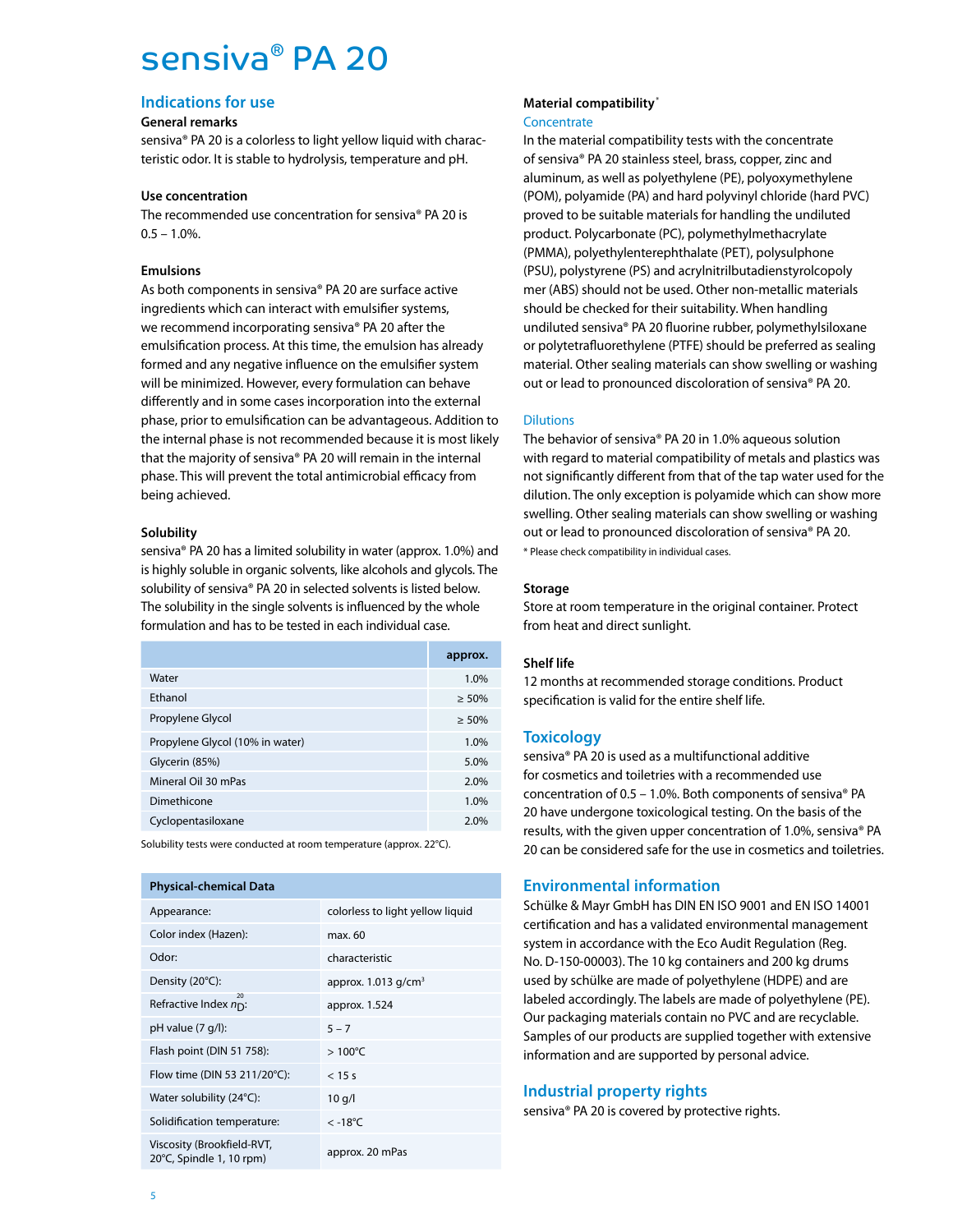# sensiva® PA 20

## Indications for use

### General remarks

sensiva® PA 20 is a colorless to light yellow liquid with characteristic odor. It is stable to hydrolysis, temperature and pH.

### Use concentration

The recommended use concentration for sensiva® PA 20 is 0.5 – 1.0%.

### Emulsions

As both components in sensiva® PA 20 are surface active ingredients which can interact with emulsifier systems, we recommend incorporating sensiva® PA 20 after the emulsification process. At this time, the emulsion has already formed and any negative influence on the emulsifier system will be minimized. However, every formulation can behave differently and in some cases incorporation into the external phase, prior to emulsification can be advantageous. Addition to the internal phase is not recommended because it is most likely that the majority of sensiva® PA 20 will remain in the internal phase. This will prevent the total antimicrobial efficacy from being achieved.

### Solubility

sensiva® PA 20 has a limited solubility in water (approx. 1.0%) and is highly soluble in organic solvents, like alcohols and glycols. The solubility of sensiva® PA 20 in selected solvents is listed below. The solubility in the single solvents is influenced by the whole formulation and has to be tested in each individual case.

| | approx. |
|---|---|
| Water | 1.0% |
| Ethanol | ≥ 50% |
| Propylene Glycol | ≥ 50% |
| Propylene Glycol (10% in water) | 1.0% |
| Glycerin (85%) | 5.0% |
| Mineral Oil 30 mPas | 2.0% |
| Dimethicone | 1.0% |
| Cyclopentasiloxane | 2.0% |

Solubility tests were conducted at room temperature (approx. 22°C).

| Physical-chemical Data | |
|---|---|
| Appearance: | colorless to light yellow liquid |
| Color index (Hazen): | max. 60 |
| Odor: | characteristic |
| Density (20°C): | approx. 1.013 g/cm³ |
| Refractive Index $n_D^{20}$: | approx. 1.524 |
| pH value (7 g/l): | 5 – 7 |
| Flash point (DIN 51 758): | > 100°C |
| Flow time (DIN 53 211/20°C): | < 15 s |
| Water solubility (24°C): | 10 g/l |
| Solidification temperature: | < -18°C |
| Viscosity (Brookfield-RVT, 20°C, Spindle 1, 10 rpm) | approx. 20 mPas |

### Material compatibility*

#### Concentrate

In the material compatibility tests with the concentrate of sensiva® PA 20 stainless steel, brass, copper, zinc and aluminum, as well as polyethylene (PE), polyoxymethylene (POM), polyamide (PA) and hard polyvinyl chloride (hard PVC) proved to be suitable materials for handling the undiluted product. Polycarbonate (PC), polymethylmethacrylate (PMMA), polyethylenterephthalate (PET), polysulphone (PSU), polystyrene (PS) and acrylnitrilbutadienstyrolcopolymer (ABS) should not be used. Other non-metallic materials should be checked for their suitability. When handling undiluted sensiva® PA 20 fluorine rubber, polymethylsiloxane or polytetrafluorethylene (PTFE) should be preferred as sealing material. Other sealing materials can show swelling or washing out or lead to pronounced discoloration of sensiva® PA 20.

#### Dilutions

The behavior of sensiva® PA 20 in 1.0% aqueous solution with regard to material compatibility of metals and plastics was not significantly different from that of the tap water used for the dilution. The only exception is polyamide which can show more swelling. Other sealing materials can show swelling or washing out or lead to pronounced discoloration of sensiva® PA 20.

\* Please check compatibility in individual cases.

### Storage

Store at room temperature in the original container. Protect from heat and direct sunlight.

### Shelf life

12 months at recommended storage conditions. Product specification is valid for the entire shelf life.

## Toxicology

sensiva® PA 20 is used as a multifunctional additive for cosmetics and toiletries with a recommended use concentration of 0.5 – 1.0%. Both components of sensiva® PA 20 have undergone toxicological testing. On the basis of the results, with the given upper concentration of 1.0%, sensiva® PA 20 can be considered safe for the use in cosmetics and toiletries.

## Environmental information

Schülke & Mayr GmbH has DIN EN ISO 9001 and EN ISO 14001 certification and has a validated environmental management system in accordance with the Eco Audit Regulation (Reg. No. D-150-00003). The 10 kg containers and 200 kg drums used by schülke are made of polyethylene (HDPE) and are labeled accordingly. The labels are made of polyethylene (PE). Our packaging materials contain no PVC and are recyclable. Samples of our products are supplied together with extensive information and are supported by personal advice.

## Industrial property rights

sensiva® PA 20 is covered by protective rights.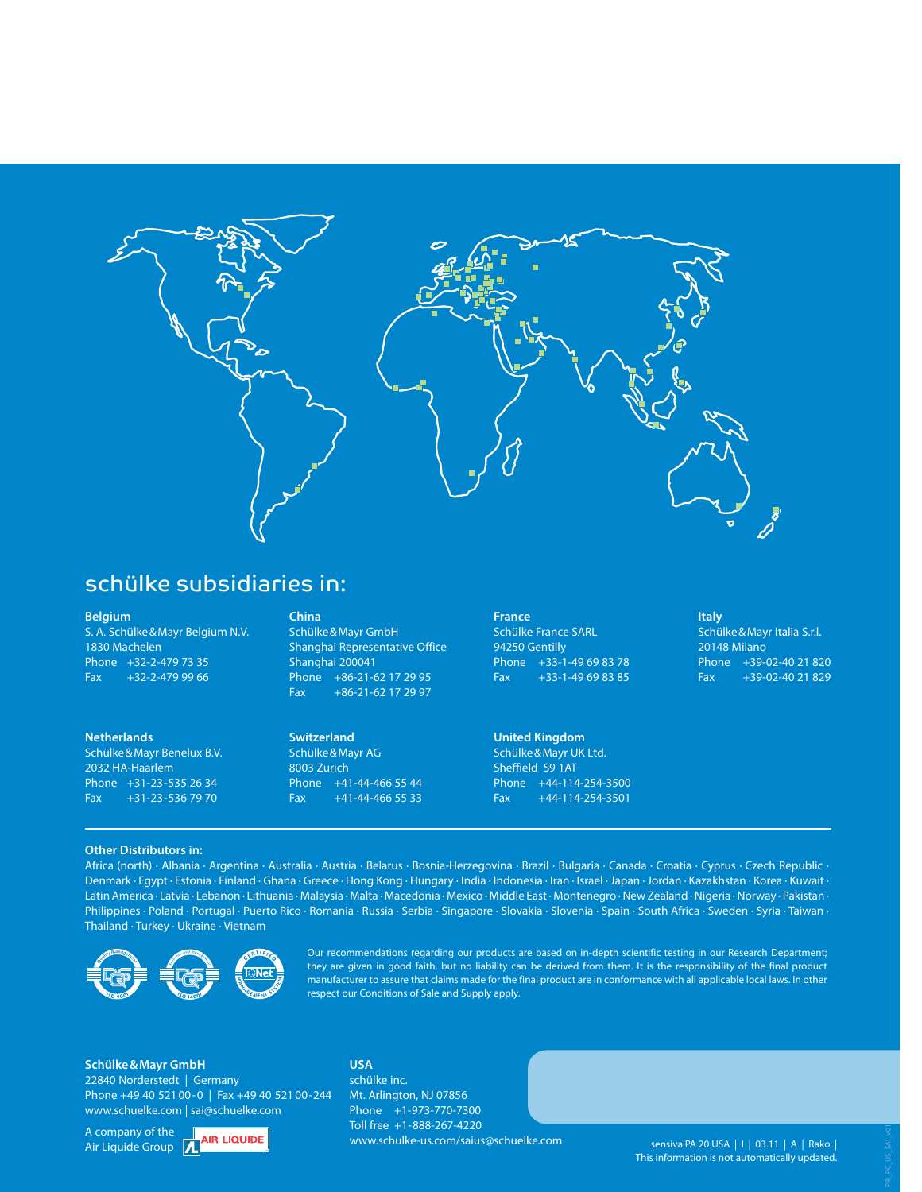## schülke subsidiaries in:

**Belgium**
S. A. Schülke & Mayr Belgium N.V.
1830 Machelen
Phone +32-2-479 73 35
Fax +32-2-479 99 66

**China**
Schülke & Mayr GmbH
Shanghai Representative Office
Shanghai 200041
Phone +86-21-62 17 29 95
Fax +86-21-62 17 29 97

**France**
Schülke France SARL
94250 Gentilly
Phone +33-1-49 69 83 78
Fax +33-1-49 69 83 85

**Italy**
Schülke & Mayr Italia S.r.l.
20148 Milano
Phone +39-02-40 21 820
Fax +39-02-40 21 829

**Netherlands**
Schülke & Mayr Benelux B.V.
2032 HA-Haarlem
Phone +31-23-535 26 34
Fax +31-23-536 79 70

**Switzerland**
Schülke & Mayr AG
8003 Zurich
Phone +41-44-466 55 44
Fax +41-44-466 55 33

**United Kingdom**
Schülke & Mayr UK Ltd.
Sheffield S9 1AT
Phone +44-114-254-3500
Fax +44-114-254-3501

**Other Distributors in:**
Africa (north) · Albania · Argentina · Australia · Austria · Belarus · Bosnia-Herzegovina · Brazil · Bulgaria · Canada · Croatia · Cyprus · Czech Republic · Denmark · Egypt · Estonia · Finland · Ghana · Greece · Hong Kong · Hungary · India · Indonesia · Iran · Israel · Japan · Jordan · Kazakhstan · Korea · Kuwait · Latin America · Latvia · Lebanon · Lithuania · Malaysia · Malta · Macedonia · Mexico · Middle East · Montenegro · New Zealand · Nigeria · Norway · Pakistan · Philippines · Poland · Portugal · Puerto Rico · Romania · Russia · Serbia · Singapore · Slovakia · Slovenia · Spain · South Africa · Sweden · Syria · Taiwan · Thailand · Turkey · Ukraine · Vietnam

Our recommendations regarding our products are based on in-depth scientific testing in our Research Department; they are given in good faith, but no liability can be derived from them. It is the responsibility of the final product manufacturer to assure that claims made for the final product are in conformance with all applicable local laws. In other respect our Conditions of Sale and Supply apply.

**Schülke & Mayr GmbH**
22840 Norderstedt | Germany
Phone +49 40 521 00-0 | Fax +49 40 521 00-244
www.schuelke.com | sai@schuelke.com

A company of the Air Liquide Group

**USA**
schülke inc.
Mt. Arlington, NJ 07856
Phone +1-973-770-7300
Toll free +1-888-267-4220
www.schulke-us.com/saius@schuelke.com

sensiva PA 20 USA | I | 03.11 | A | Rako |
This information is not automatically updated.